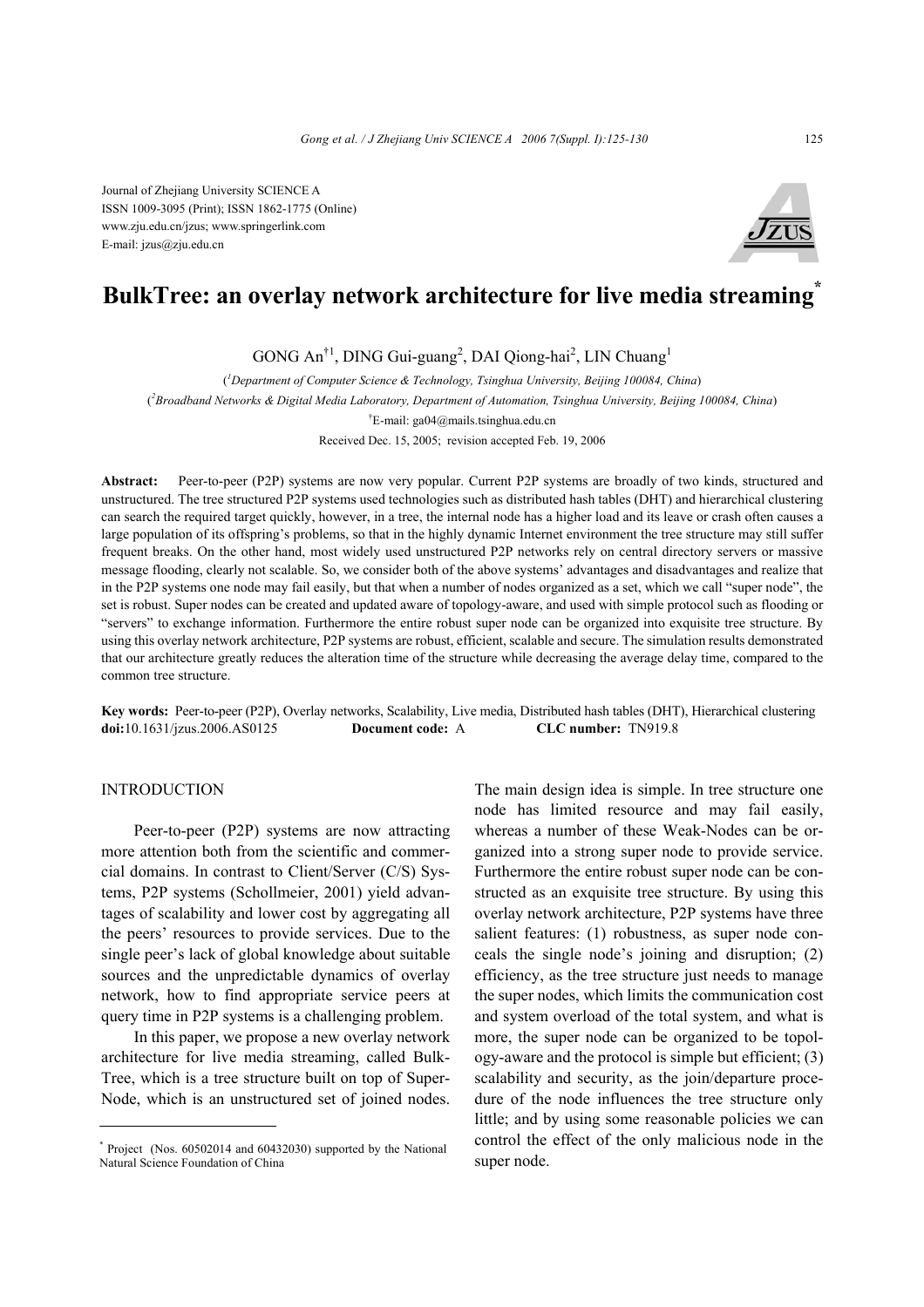Journal of Zhejiang University SCIENCE A
ISSN 1009-3095 (Print); ISSN 1862-1775 (Online)
www.zju.edu.cn/jzus; www.springerlink.com
E-mail: jzus@zju.edu.cn

# BulkTree: an overlay network architecture for live media streaming*

GONG An†1, DING Gui-guang2, DAI Qiong-hai2, LIN Chuang1

([1]Department of Computer Science & Technology, Tsinghua University, Beijing 100084, China)

([2]Broadband Networks & Digital Media Laboratory, Department of Automation, Tsinghua University, Beijing 100084, China)

†E-mail: ga04@mails.tsinghua.edu.cn

Received Dec. 15, 2005; revision accepted Feb. 19, 2006

**Abstract:** Peer-to-peer (P2P) systems are now very popular. Current P2P systems are broadly of two kinds, structured and unstructured. The tree structured P2P systems used technologies such as distributed hash tables (DHT) and hierarchical clustering can search the required target quickly, however, in a tree, the internal node has a higher load and its leave or crash often causes a large population of its offspring's problems, so that in the highly dynamic Internet environment the tree structure may still suffer frequent breaks. On the other hand, most widely used unstructured P2P networks rely on central directory servers or massive message flooding, clearly not scalable. So, we consider both of the above systems' advantages and disadvantages and realize that in the P2P systems one node may fail easily, but that when a number of nodes organized as a set, which we call "super node", the set is robust. Super nodes can be created and updated aware of topology-aware, and used with simple protocol such as flooding or "servers" to exchange information. Furthermore the entire robust super node can be organized into exquisite tree structure. By using this overlay network architecture, P2P systems are robust, efficient, scalable and secure. The simulation results demonstrated that our architecture greatly reduces the alteration time of the structure while decreasing the average delay time, compared to the common tree structure.

**Key words:** Peer-to-peer (P2P), Overlay networks, Scalability, Live media, Distributed hash tables (DHT), Hierarchical clustering
**doi:**10.1631/jzus.2006.AS0125 **Document code:** A **CLC number:** TN919.8

## INTRODUCTION

Peer-to-peer (P2P) systems are now attracting more attention both from the scientific and commercial domains. In contrast to Client/Server (C/S) Systems, P2P systems (Schollmeier, 2001) yield advantages of scalability and lower cost by aggregating all the peers' resources to provide services. Due to the single peer's lack of global knowledge about suitable sources and the unpredictable dynamics of overlay network, how to find appropriate service peers at query time in P2P systems is a challenging problem.

In this paper, we propose a new overlay network architecture for live media streaming, called BulkTree, which is a tree structure built on top of SuperNode, which is an unstructured set of joined nodes. The main design idea is simple. In tree structure one node has limited resource and may fail easily, whereas a number of these Weak-Nodes can be organized into a strong super node to provide service. Furthermore the entire robust super node can be constructed as an exquisite tree structure. By using this overlay network architecture, P2P systems have three salient features: (1) robustness, as super node conceals the single node's joining and disruption; (2) efficiency, as the tree structure just needs to manage the super nodes, which limits the communication cost and system overload of the total system, and what is more, the super node can be organized to be topology-aware and the protocol is simple but efficient; (3) scalability and security, as the join/departure procedure of the node influences the tree structure only little; and by using some reasonable policies we can control the effect of the only malicious node in the super node.

* Project (Nos. 60502014 and 60432030) supported by the National Natural Science Foundation of China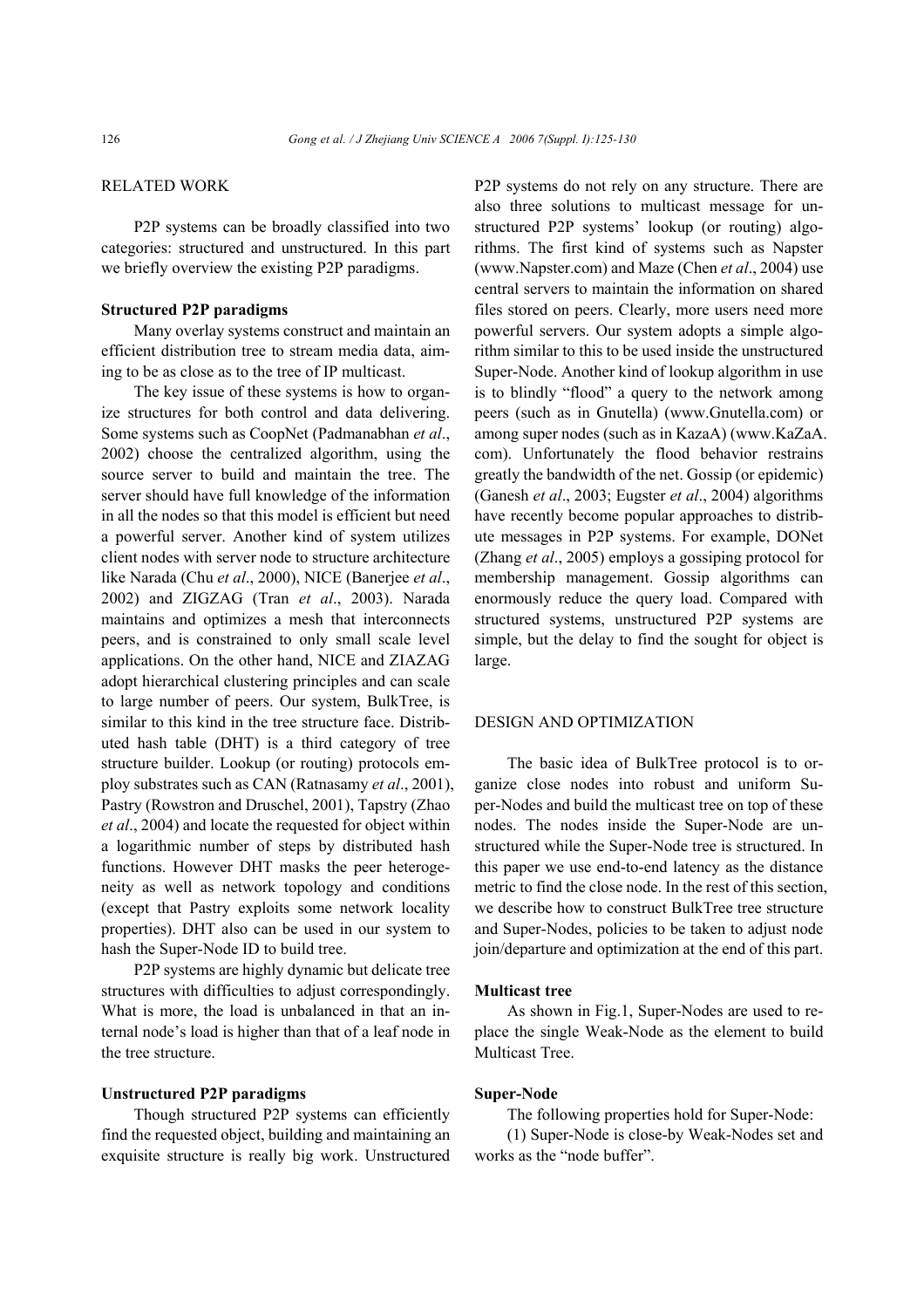## RELATED WORK

P2P systems can be broadly classified into two categories: structured and unstructured. In this part we briefly overview the existing P2P paradigms.

### Structured P2P paradigms

Many overlay systems construct and maintain an efficient distribution tree to stream media data, aiming to be as close as to the tree of IP multicast.

The key issue of these systems is how to organize structures for both control and data delivering. Some systems such as CoopNet (Padmanabhan *et al*., 2002) choose the centralized algorithm, using the source server to build and maintain the tree. The server should have full knowledge of the information in all the nodes so that this model is efficient but need a powerful server. Another kind of system utilizes client nodes with server node to structure architecture like Narada (Chu *et al*., 2000), NICE (Banerjee *et al*., 2002) and ZIGZAG (Tran *et al*., 2003). Narada maintains and optimizes a mesh that interconnects peers, and is constrained to only small scale level applications. On the other hand, NICE and ZIAZAG adopt hierarchical clustering principles and can scale to large number of peers. Our system, BulkTree, is similar to this kind in the tree structure face. Distributed hash table (DHT) is a third category of tree structure builder. Lookup (or routing) protocols employ substrates such as CAN (Ratnasamy *et al*., 2001), Pastry (Rowstron and Druschel, 2001), Tapstry (Zhao *et al*., 2004) and locate the requested for object within a logarithmic number of steps by distributed hash functions. However DHT masks the peer heterogeneity as well as network topology and conditions (except that Pastry exploits some network locality properties). DHT also can be used in our system to hash the Super-Node ID to build tree.

P2P systems are highly dynamic but delicate tree structures with difficulties to adjust correspondingly. What is more, the load is unbalanced in that an internal node's load is higher than that of a leaf node in the tree structure.

### Unstructured P2P paradigms

Though structured P2P systems can efficiently find the requested object, building and maintaining an exquisite structure is really big work. Unstructured P2P systems do not rely on any structure. There are also three solutions to multicast message for unstructured P2P systems' lookup (or routing) algorithms. The first kind of systems such as Napster (www.Napster.com) and Maze (Chen *et al*., 2004) use central servers to maintain the information on shared files stored on peers. Clearly, more users need more powerful servers. Our system adopts a simple algorithm similar to this to be used inside the unstructured Super-Node. Another kind of lookup algorithm in use is to blindly "flood" a query to the network among peers (such as in Gnutella) (www.Gnutella.com) or among super nodes (such as in KazaA) (www.KaZaA.com). Unfortunately the flood behavior restrains greatly the bandwidth of the net. Gossip (or epidemic) (Ganesh *et al*., 2003; Eugster *et al*., 2004) algorithms have recently become popular approaches to distribute messages in P2P systems. For example, DONet (Zhang *et al*., 2005) employs a gossiping protocol for membership management. Gossip algorithms can enormously reduce the query load. Compared with structured systems, unstructured P2P systems are simple, but the delay to find the sought for object is large.

## DESIGN AND OPTIMIZATION

The basic idea of BulkTree protocol is to organize close nodes into robust and uniform Super-Nodes and build the multicast tree on top of these nodes. The nodes inside the Super-Node are unstructured while the Super-Node tree is structured. In this paper we use end-to-end latency as the distance metric to find the close node. In the rest of this section, we describe how to construct BulkTree tree structure and Super-Nodes, policies to be taken to adjust node join/departure and optimization at the end of this part.

### Multicast tree

As shown in Fig.1, Super-Nodes are used to replace the single Weak-Node as the element to build Multicast Tree.

### Super-Node

The following properties hold for Super-Node:

(1) Super-Node is close-by Weak-Nodes set and works as the "node buffer".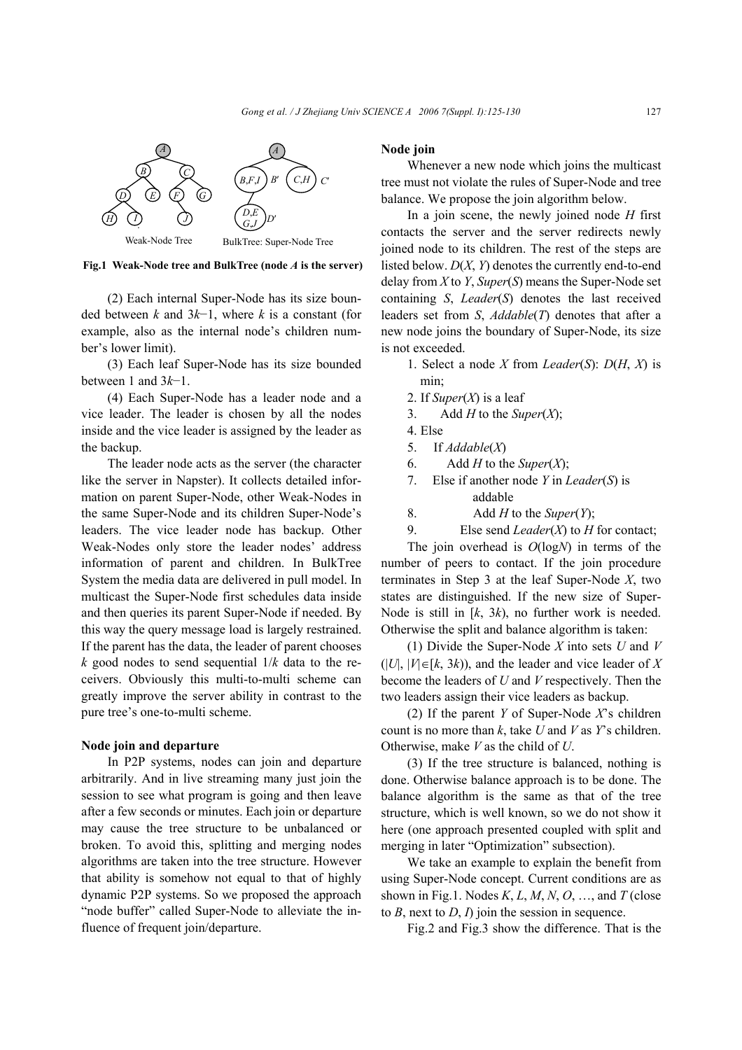Weak-Node Tree BulkTree: Super-Node Tree

**Fig.1 Weak-Node tree and BulkTree (node $A$ is the server)**

(2) Each internal Super-Node has its size bounded between $k$ and $3k-1$, where $k$ is a constant (for example, also as the internal node's children number's lower limit).

(3) Each leaf Super-Node has its size bounded between 1 and $3k-1$.

(4) Each Super-Node has a leader node and a vice leader. The leader is chosen by all the nodes inside and the vice leader is assigned by the leader as the backup.

The leader node acts as the server (the character like the server in Napster). It collects detailed information on parent Super-Node, other Weak-Nodes in the same Super-Node and its children Super-Node's leaders. The vice leader node has backup. Other Weak-Nodes only store the leader nodes' address information of parent and children. In BulkTree System the media data are delivered in pull model. In multicast the Super-Node first schedules data inside and then queries its parent Super-Node if needed. By this way the query message load is largely restrained. If the parent has the data, the leader of parent chooses $k$ good nodes to send sequential $1/k$ data to the receivers. Obviously this multi-to-multi scheme can greatly improve the server ability in contrast to the pure tree's one-to-multi scheme.

**Node join and departure**

In P2P systems, nodes can join and departure arbitrarily. And in live streaming many just join the session to see what program is going and then leave after a few seconds or minutes. Each join or departure may cause the tree structure to be unbalanced or broken. To avoid this, splitting and merging nodes algorithms are taken into the tree structure. However that ability is somehow not equal to that of highly dynamic P2P systems. So we proposed the approach "node buffer" called Super-Node to alleviate the influence of frequent join/departure.

**Node join**

Whenever a new node which joins the multicast tree must not violate the rules of Super-Node and tree balance. We propose the join algorithm below.

In a join scene, the newly joined node $H$ first contacts the server and the server redirects newly joined node to its children. The rest of the steps are listed below. $D(X, Y)$ denotes the currently end-to-end delay from $X$ to $Y$, $Super(S)$ means the Super-Node set containing $S$, $Leader(S)$ denotes the last received leaders set from $S$, $Addable(T)$ denotes that after a new node joins the boundary of Super-Node, its size is not exceeded.

1. Select a node $X$ from $Leader(S)$: $D(H, X)$ is min;
2. If $Super(X)$ is a leaf
3. &nbsp;&nbsp;&nbsp;&nbsp;Add $H$ to the $Super(X)$;
4. Else
5. &nbsp;&nbsp;&nbsp;&nbsp;If $Addable(X)$
6. &nbsp;&nbsp;&nbsp;&nbsp;&nbsp;&nbsp;&nbsp;&nbsp;Add $H$ to the $Super(X)$;
7. &nbsp;&nbsp;&nbsp;&nbsp;Else if another node $Y$ in $Leader(S)$ is addable
8. &nbsp;&nbsp;&nbsp;&nbsp;&nbsp;&nbsp;&nbsp;&nbsp;Add $H$ to the $Super(Y)$;
9. &nbsp;&nbsp;&nbsp;&nbsp;&nbsp;&nbsp;&nbsp;&nbsp;Else send $Leader(X)$ to $H$ for contact;

The join overhead is $O(\log N)$ in terms of the number of peers to contact. If the join procedure terminates in Step 3 at the leaf Super-Node $X$, two states are distinguished. If the new size of Super-Node is still in $[k, 3k)$, no further work is needed. Otherwise the split and balance algorithm is taken:

(1) Divide the Super-Node $X$ into sets $U$ and $V$ ($|U|, |V| \in [k, 3k)$), and the leader and vice leader of $X$ become the leaders of $U$ and $V$ respectively. Then the two leaders assign their vice leaders as backup.

(2) If the parent $Y$ of Super-Node $X$'s children count is no more than $k$, take $U$ and $V$ as $Y$'s children. Otherwise, make $V$ as the child of $U$.

(3) If the tree structure is balanced, nothing is done. Otherwise balance approach is to be done. The balance algorithm is the same as that of the tree structure, which is well known, so we do not show it here (one approach presented coupled with split and merging in later "Optimization" subsection).

We take an example to explain the benefit from using Super-Node concept. Current conditions are as shown in Fig.1. Nodes $K$, $L$, $M$, $N$, $O$, …, and $T$ (close to $B$, next to $D$, $I$) join the session in sequence.

Fig.2 and Fig.3 show the difference. That is the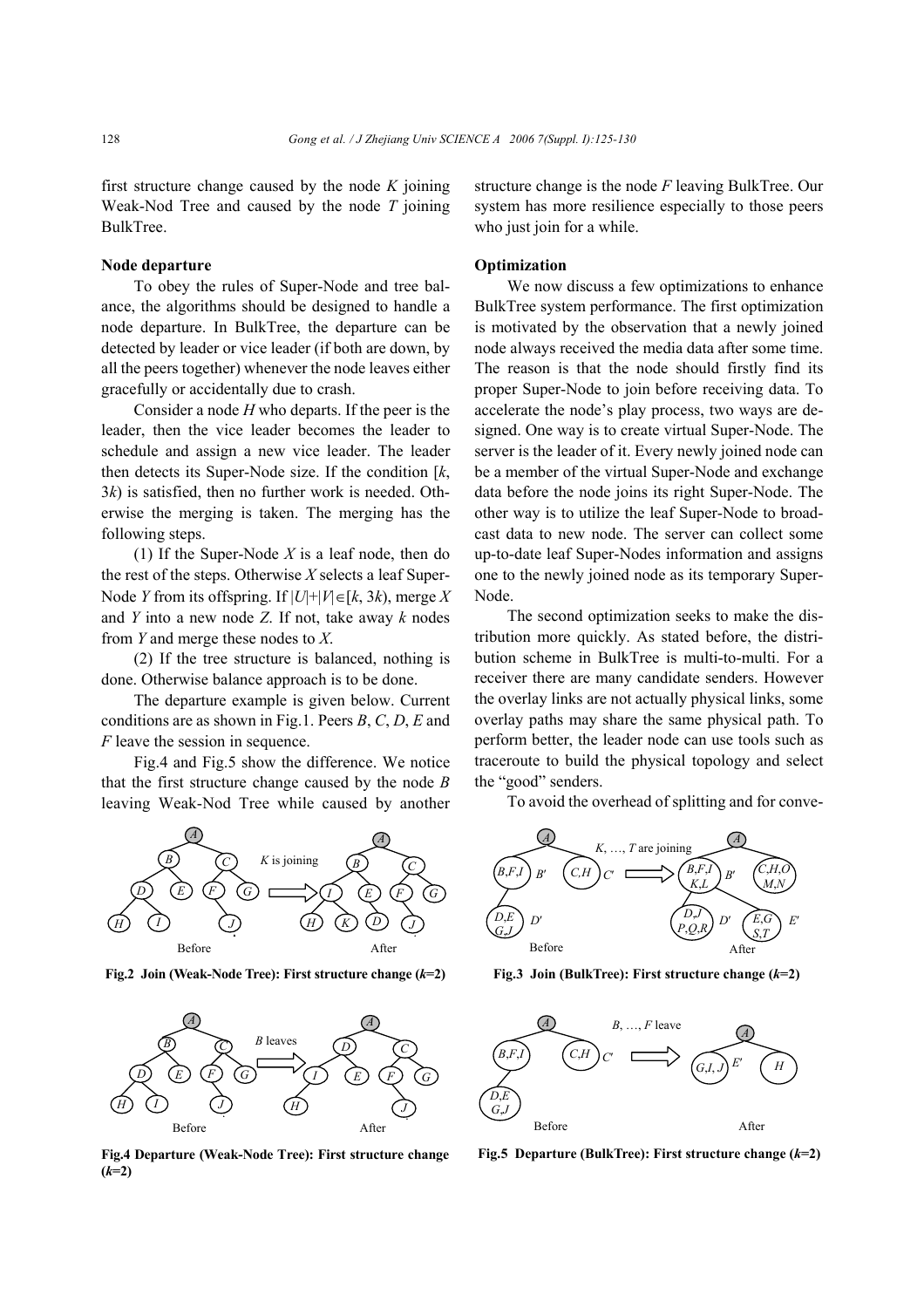first structure change caused by the node *K* joining Weak-Nod Tree and caused by the node *T* joining BulkTree.

**Node departure**

To obey the rules of Super-Node and tree balance, the algorithms should be designed to handle a node departure. In BulkTree, the departure can be detected by leader or vice leader (if both are down, by all the peers together) whenever the node leaves either gracefully or accidentally due to crash.

Consider a node *H* who departs. If the peer is the leader, then the vice leader becomes the leader to schedule and assign a new vice leader. The leader then detects its Super-Node size. If the condition [$k$, $3k$) is satisfied, then no further work is needed. Otherwise the merging is taken. The merging has the following steps.

(1) If the Super-Node *X* is a leaf node, then do the rest of the steps. Otherwise *X* selects a leaf Super-Node *Y* from its offspring. If $|U|+|V|\in[k, 3k)$, merge *X* and *Y* into a new node *Z*. If not, take away *k* nodes from *Y* and merge these nodes to *X*.

(2) If the tree structure is balanced, nothing is done. Otherwise balance approach is to be done.

The departure example is given below. Current conditions are as shown in Fig.1. Peers *B*, *C*, *D*, *E* and *F* leave the session in sequence.

Fig.4 and Fig.5 show the difference. We notice that the first structure change caused by the node *B* leaving Weak-Nod Tree while caused by another structure change is the node *F* leaving BulkTree. Our system has more resilience especially to those peers who just join for a while.

**Optimization**

We now discuss a few optimizations to enhance BulkTree system performance. The first optimization is motivated by the observation that a newly joined node always received the media data after some time. The reason is that the node should firstly find its proper Super-Node to join before receiving data. To accelerate the node's play process, two ways are designed. One way is to create virtual Super-Node. The server is the leader of it. Every newly joined node can be a member of the virtual Super-Node and exchange data before the node joins its right Super-Node. The other way is to utilize the leaf Super-Node to broadcast data to new node. The server can collect some up-to-date leaf Super-Nodes information and assigns one to the newly joined node as its temporary Super-Node.

The second optimization seeks to make the distribution more quickly. As stated before, the distribution scheme in BulkTree is multi-to-multi. For a receiver there are many candidate senders. However the overlay links are not actually physical links, some overlay paths may share the same physical path. To perform better, the leader node can use tools such as traceroute to build the physical topology and select the "good" senders.

To avoid the overhead of splitting and for conve-

**Fig.2 Join (Weak-Node Tree): First structure change ($k$=2)**

**Fig.3 Join (BulkTree): First structure change ($k$=2)**

**Fig.4 Departure (Weak-Node Tree): First structure change ($k$=2)**

**Fig.5 Departure (BulkTree): First structure change ($k$=2)**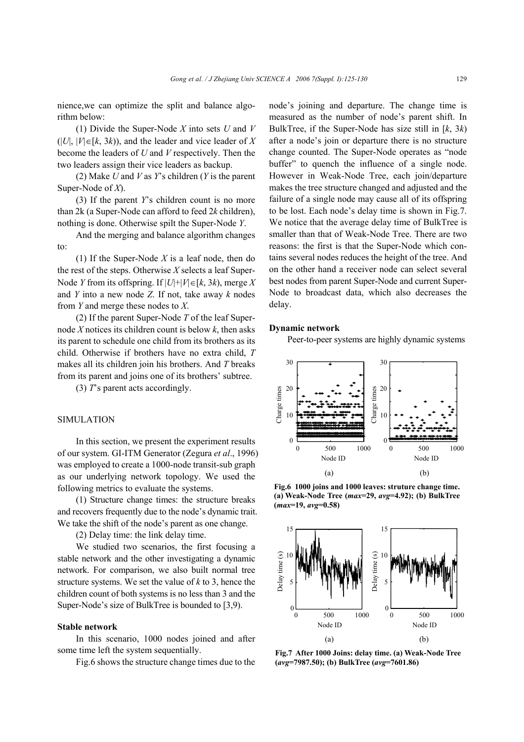nience,we can optimize the split and balance algorithm below:

(1) Divide the Super-Node $X$ into sets $U$ and $V$ ($|U|$, $|V|\in[k, 3k)$), and the leader and vice leader of $X$ become the leaders of $U$ and $V$ respectively. Then the two leaders assign their vice leaders as backup.

(2) Make $U$ and $V$ as $Y$'s children ($Y$ is the parent Super-Node of $X$).

(3) If the parent $Y$'s children count is no more than $2k$ (a Super-Node can afford to feed $2k$ children), nothing is done. Otherwise spilt the Super-Node $Y$.

And the merging and balance algorithm changes to:

(1) If the Super-Node $X$ is a leaf node, then do the rest of the steps. Otherwise $X$ selects a leaf Super-Node $Y$ from its offspring. If $|U|+|V|\in[k, 3k)$, merge $X$ and $Y$ into a new node $Z$. If not, take away $k$ nodes from $Y$ and merge these nodes to $X$.

(2) If the parent Super-Node $T$ of the leaf Super-node $X$ notices its children count is below $k$, then asks its parent to schedule one child from its brothers as its child. Otherwise if brothers have no extra child, $T$ makes all its children join his brothers. And $T$ breaks from its parent and joins one of its brothers' subtree.

(3) $T$'s parent acts accordingly.

## SIMULATION

In this section, we present the experiment results of our system. GI-ITM Generator (Zegura *et al*., 1996) was employed to create a 1000-node transit-sub graph as our underlying network topology. We used the following metrics to evaluate the systems.

(1) Structure change times: the structure breaks and recovers frequently due to the node's dynamic trait. We take the shift of the node's parent as one change.

(2) Delay time: the link delay time.

We studied two scenarios, the first focusing a stable network and the other investigating a dynamic network. For comparison, we also built normal tree structure systems. We set the value of $k$ to 3, hence the children count of both systems is no less than 3 and the Super-Node's size of BulkTree is bounded to [3,9).

### Stable network

In this scenario, 1000 nodes joined and after some time left the system sequentially.

Fig.6 shows the structure change times due to the node's joining and departure. The change time is measured as the number of node's parent shift. In BulkTree, if the Super-Node has size still in $[k, 3k)$ after a node's join or departure there is no structure change counted. The Super-Node operates as "node buffer" to quench the influence of a single node. However in Weak-Node Tree, each join/departure makes the tree structure changed and adjusted and the failure of a single node may cause all of its offspring to be lost. Each node's delay time is shown in Fig.7. We notice that the average delay time of BulkTree is smaller than that of Weak-Node Tree. There are two reasons: the first is that the Super-Node which contains several nodes reduces the height of the tree. And on the other hand a receiver node can select several best nodes from parent Super-Node and current Super-Node to broadcast data, which also decreases the delay.

**Fig.6 1000 joins and 1000 leaves: struture change time. (a) Weak-Node Tree (*max*=29, *avg*=4.92); (b) BulkTree (*max*=19, *avg*=0.58)**

**Fig.7 After 1000 Joins: delay time. (a) Weak-Node Tree (*avg*=7987.50); (b) BulkTree (*avg*=7601.86)**

### Dynamic network

Peer-to-peer systems are highly dynamic systems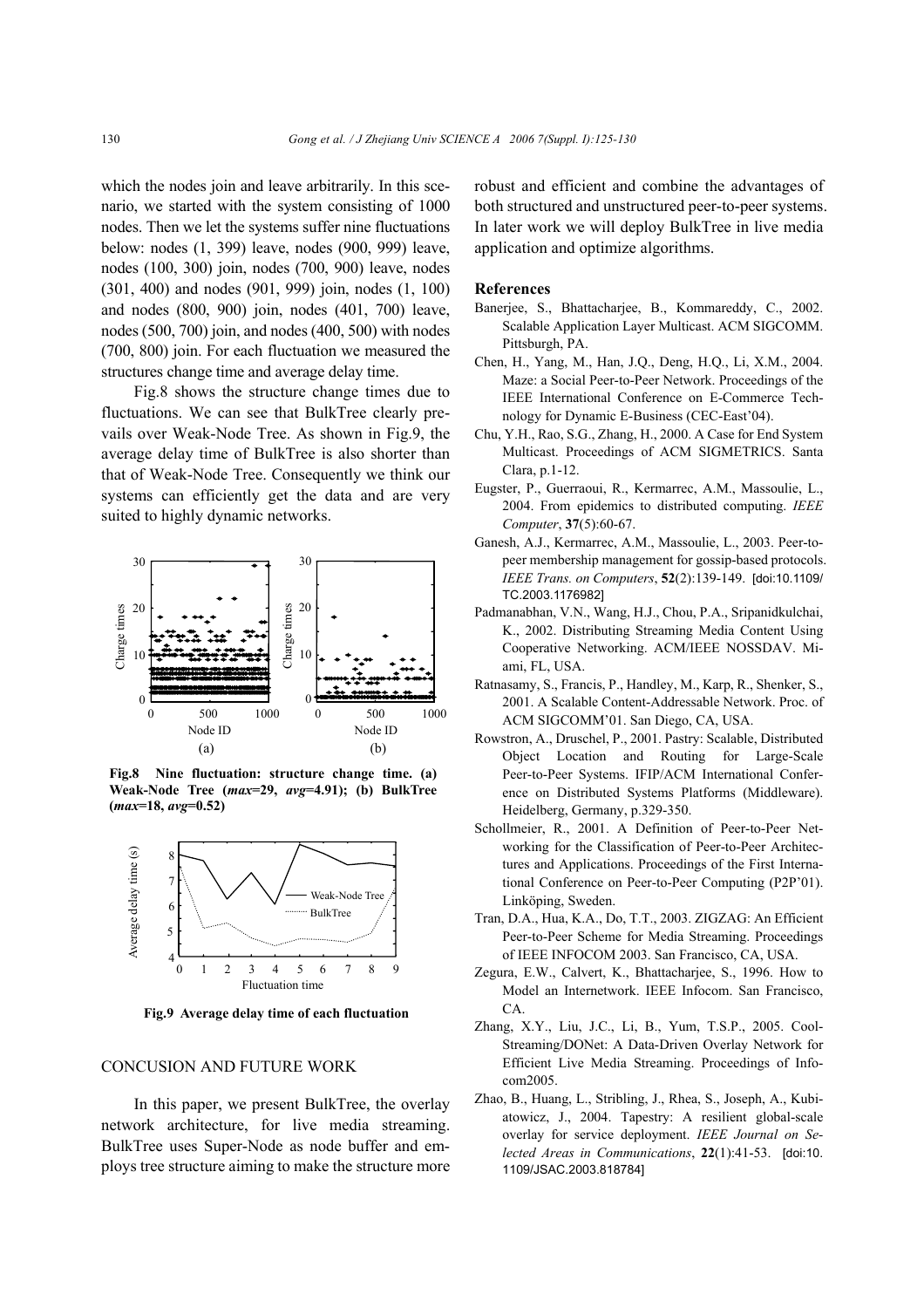which the nodes join and leave arbitrarily. In this scenario, we started with the system consisting of 1000 nodes. Then we let the systems suffer nine fluctuations below: nodes (1, 399) leave, nodes (900, 999) leave, nodes (100, 300) join, nodes (700, 900) leave, nodes (301, 400) and nodes (901, 999) join, nodes (1, 100) and nodes (800, 900) join, nodes (401, 700) leave, nodes (500, 700) join, and nodes (400, 500) with nodes (700, 800) join. For each fluctuation we measured the structures change time and average delay time.

Fig.8 shows the structure change times due to fluctuations. We can see that BulkTree clearly prevails over Weak-Node Tree. As shown in Fig.9, the average delay time of BulkTree is also shorter than that of Weak-Node Tree. Consequently we think our systems can efficiently get the data and are very suited to highly dynamic networks.

Charge times
30
20
10
0
0 500 1000
Node ID
(a)

Charge times
30
20
10
0
0 500 1000
Node ID
(b)

**Fig.8 Nine fluctuation: structure change time. (a) Weak-Node Tree (*max*=29, *avg*=4.91); (b) BulkTree (*max*=18, *avg*=0.52)**

Average delay time (s)
8
7
6
5
4
0 1 2 3 4 5 6 7 8 9
Fluctuation time
Weak-Node Tree
BulkTree

**Fig.9 Average delay time of each fluctuation**

## CONCUSION AND FUTURE WORK

In this paper, we present BulkTree, the overlay network architecture, for live media streaming. BulkTree uses Super-Node as node buffer and employs tree structure aiming to make the structure more robust and efficient and combine the advantages of both structured and unstructured peer-to-peer systems. In later work we will deploy BulkTree in live media application and optimize algorithms.

## References

Banerjee, S., Bhattacharjee, B., Kommareddy, C., 2002. Scalable Application Layer Multicast. ACM SIGCOMM. Pittsburgh, PA.

Chen, H., Yang, M., Han, J.Q., Deng, H.Q., Li, X.M., 2004. Maze: a Social Peer-to-Peer Network. Proceedings of the IEEE International Conference on E-Commerce Technology for Dynamic E-Business (CEC-East'04).

Chu, Y.H., Rao, S.G., Zhang, H., 2000. A Case for End System Multicast. Proceedings of ACM SIGMETRICS. Santa Clara, p.1-12.

Eugster, P., Guerraoui, R., Kermarrec, A.M., Massoulie, L., 2004. From epidemics to distributed computing. *IEEE Computer*, **37**(5):60-67.

Ganesh, A.J., Kermarrec, A.M., Massoulie, L., 2003. Peer-to-peer membership management for gossip-based protocols. *IEEE Trans. on Computers*, **52**(2):139-149. [doi:10.1109/TC.2003.1176982]

Padmanabhan, V.N., Wang, H.J., Chou, P.A., Sripanidkulchai, K., 2002. Distributing Streaming Media Content Using Cooperative Networking. ACM/IEEE NOSSDAV. Miami, FL, USA.

Ratnasamy, S., Francis, P., Handley, M., Karp, R., Shenker, S., 2001. A Scalable Content-Addressable Network. Proc. of ACM SIGCOMM'01. San Diego, CA, USA.

Rowstron, A., Druschel, P., 2001. Pastry: Scalable, Distributed Object Location and Routing for Large-Scale Peer-to-Peer Systems. IFIP/ACM International Conference on Distributed Systems Platforms (Middleware). Heidelberg, Germany, p.329-350.

Schollmeier, R., 2001. A Definition of Peer-to-Peer Networking for the Classification of Peer-to-Peer Architectures and Applications. Proceedings of the First International Conference on Peer-to-Peer Computing (P2P'01). Linköping, Sweden.

Tran, D.A., Hua, K.A., Do, T.T., 2003. ZIGZAG: An Efficient Peer-to-Peer Scheme for Media Streaming. Proceedings of IEEE INFOCOM 2003. San Francisco, CA, USA.

Zegura, E.W., Calvert, K., Bhattacharjee, S., 1996. How to Model an Internetwork. IEEE Infocom. San Francisco, CA.

Zhang, X.Y., Liu, J.C., Li, B., Yum, T.S.P., 2005. CoolStreaming/DONet: A Data-Driven Overlay Network for Efficient Live Media Streaming. Proceedings of Infocom2005.

Zhao, B., Huang, L., Stribling, J., Rhea, S., Joseph, A., Kubiatowicz, J., 2004. Tapestry: A resilient global-scale overlay for service deployment. *IEEE Journal on Selected Areas in Communications*, **22**(1):41-53. [doi:10.1109/JSAC.2003.818784]